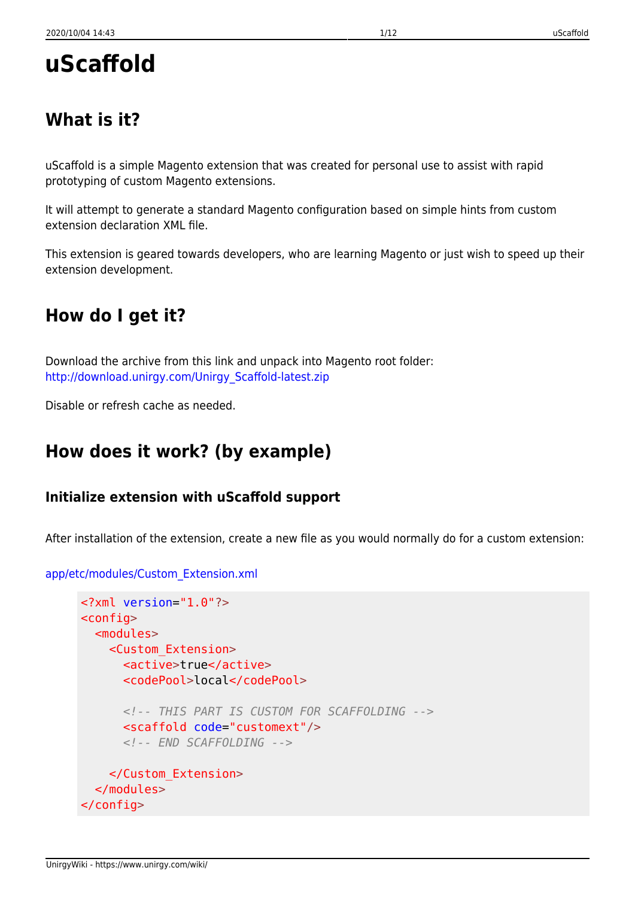# uScaffold

## What is it?

uScaffold is a simple Magento extension that was created for personal use to assist with rapid prototyping of custom Magento extensions.

It will attempt to generate a standard Magento configuration based on simple hints from custom extension declaration XML file.

This extension is geared towards developers, who are learning Magento or just wish to speed up their extension development.

## How do I get it?

Download the archive from this link and unpack into Magento root folder:
http://download.unirgy.com/Unirgy_Scaffold-latest.zip

Disable or refresh cache as needed.

## How does it work? (by example)

### Initialize extension with uScaffold support

After installation of the extension, create a new file as you would normally do for a custom extension:

app/etc/modules/Custom_Extension.xml

```xml
<?xml version="1.0"?>
<config>
  <modules>
    <Custom_Extension>
      <active>true</active>
      <codePool>local</codePool>

      <!-- THIS PART IS CUSTOM FOR SCAFFOLDING -->
      <scaffold code="customext"/>
      <!-- END SCAFFOLDING -->

    </Custom_Extension>
  </modules>
</config>
```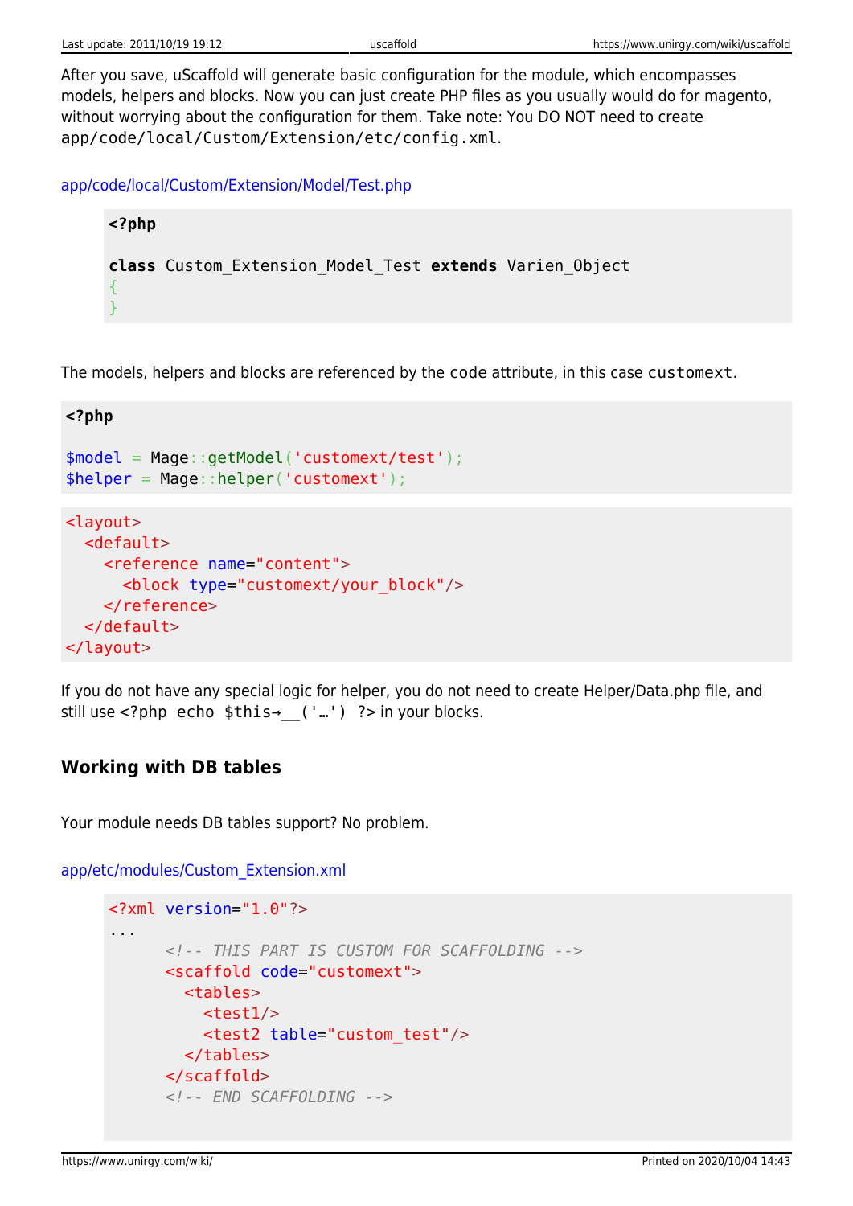After you save, uScaffold will generate basic configuration for the module, which encompasses models, helpers and blocks. Now you can just create PHP files as you usually would do for magento, without worrying about the configuration for them. Take note: You DO NOT need to create `app/code/local/Custom/Extension/etc/config.xml`.

app/code/local/Custom/Extension/Model/Test.php

```php
<?php

class Custom_Extension_Model_Test extends Varien_Object
{
}
```

The models, helpers and blocks are referenced by the `code` attribute, in this case `customext`.

```php
<?php

$model = Mage::getModel('customext/test');
$helper = Mage::helper('customext');
```

```xml
<layout>
  <default>
    <reference name="content">
      <block type="customext/your_block"/>
    </reference>
  </default>
</layout>
```

If you do not have any special logic for helper, you do not need to create Helper/Data.php file, and still use `<?php echo $this→__('…') ?>` in your blocks.

## Working with DB tables

Your module needs DB tables support? No problem.

app/etc/modules/Custom_Extension.xml

```xml
<?xml version="1.0"?>
...
      <!-- THIS PART IS CUSTOM FOR SCAFFOLDING -->
      <scaffold code="customext">
        <tables>
          <test1/>
          <test2 table="custom_test"/>
        </tables>
      </scaffold>
      <!-- END SCAFFOLDING -->
```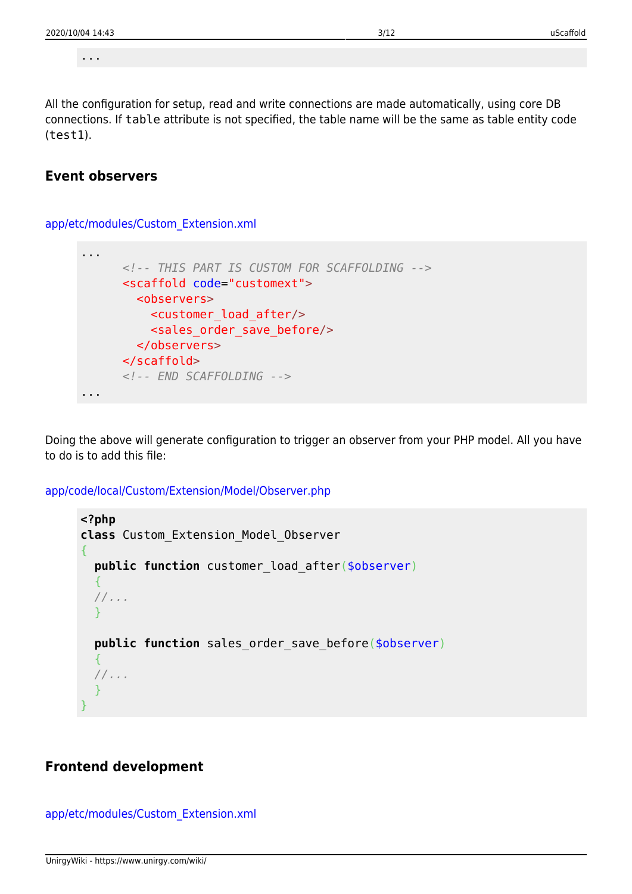```
...
```

All the configuration for setup, read and write connections are made automatically, using core DB connections. If `table` attribute is not specified, the table name will be the same as table entity code (`test1`).

## Event observers

app/etc/modules/Custom_Extension.xml

```
...
      <!-- THIS PART IS CUSTOM FOR SCAFFOLDING -->
      <scaffold code="customext">
        <observers>
          <customer_load_after/>
          <sales_order_save_before/>
        </observers>
      </scaffold>
      <!-- END SCAFFOLDING -->
...
```

Doing the above will generate configuration to trigger an observer from your PHP model. All you have to do is to add this file:

app/code/local/Custom/Extension/Model/Observer.php

```
<?php
class Custom_Extension_Model_Observer
{
  public function customer_load_after($observer)
  {
  //...
  }

  public function sales_order_save_before($observer)
  {
  //...
  }
}
```

## Frontend development

app/etc/modules/Custom_Extension.xml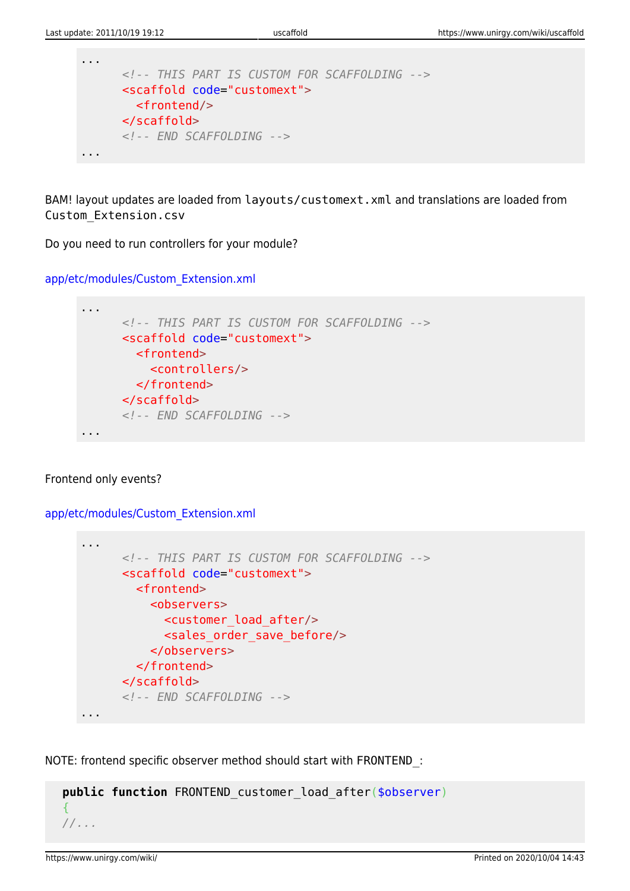```
...
      <!-- THIS PART IS CUSTOM FOR SCAFFOLDING -->
      <scaffold code="customext">
        <frontend/>
      </scaffold>
      <!-- END SCAFFOLDING -->
...
```

BAM! layout updates are loaded from `layouts/customext.xml` and translations are loaded from `Custom_Extension.csv`

Do you need to run controllers for your module?

app/etc/modules/Custom_Extension.xml

```
...
      <!-- THIS PART IS CUSTOM FOR SCAFFOLDING -->
      <scaffold code="customext">
        <frontend>
          <controllers/>
        </frontend>
      </scaffold>
      <!-- END SCAFFOLDING -->
...
```

Frontend only events?

app/etc/modules/Custom_Extension.xml

```
...
      <!-- THIS PART IS CUSTOM FOR SCAFFOLDING -->
      <scaffold code="customext">
        <frontend>
          <observers>
            <customer_load_after/>
            <sales_order_save_before/>
          </observers>
        </frontend>
      </scaffold>
      <!-- END SCAFFOLDING -->
...
```

NOTE: frontend specific observer method should start with `FRONTEND_`:

```
public function FRONTEND_customer_load_after($observer)
{
//...
```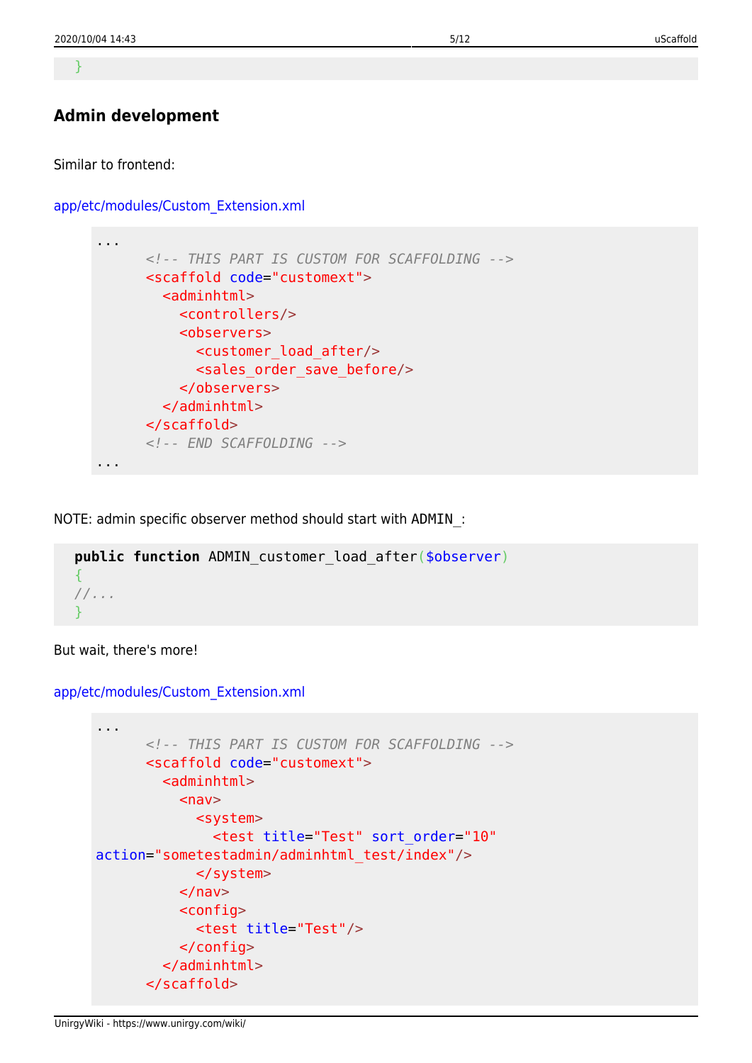```
}
```

## Admin development

Similar to frontend:

app/etc/modules/Custom_Extension.xml

```
...
      <!-- THIS PART IS CUSTOM FOR SCAFFOLDING -->
      <scaffold code="customext">
        <adminhtml>
          <controllers/>
          <observers>
            <customer_load_after/>
            <sales_order_save_before/>
          </observers>
        </adminhtml>
      </scaffold>
      <!-- END SCAFFOLDING -->
...
```

NOTE: admin specific observer method should start with ADMIN_:

```
public function ADMIN_customer_load_after($observer)
{
//...
}
```

But wait, there's more!

app/etc/modules/Custom_Extension.xml

```
...
      <!-- THIS PART IS CUSTOM FOR SCAFFOLDING -->
      <scaffold code="customext">
        <adminhtml>
          <nav>
            <system>
              <test title="Test" sort_order="10"
action="sometestadmin/adminhtml_test/index"/>
            </system>
          </nav>
          <config>
            <test title="Test"/>
          </config>
        </adminhtml>
      </scaffold>
```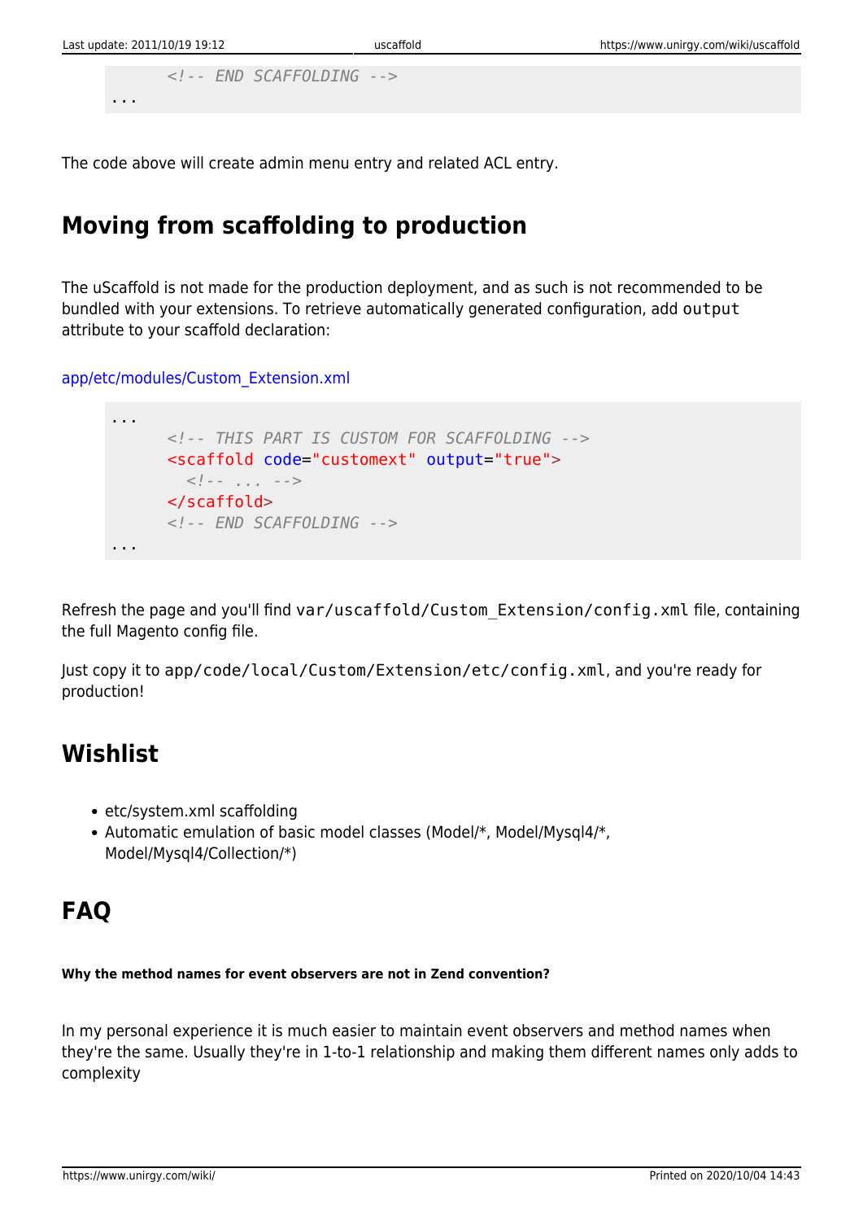```
        <!-- END SCAFFOLDING -->
...
```

The code above will create admin menu entry and related ACL entry.

## Moving from scaffolding to production

The uScaffold is not made for the production deployment, and as such is not recommended to be bundled with your extensions. To retrieve automatically generated configuration, add `output` attribute to your scaffold declaration:

app/etc/modules/Custom_Extension.xml

```
...
        <!-- THIS PART IS CUSTOM FOR SCAFFOLDING -->
        <scaffold code="customext" output="true">
          <!-- ... -->
        </scaffold>
        <!-- END SCAFFOLDING -->
...
```

Refresh the page and you'll find `var/uscaffold/Custom_Extension/config.xml` file, containing the full Magento config file.

Just copy it to `app/code/local/Custom/Extension/etc/config.xml`, and you're ready for production!

## Wishlist

- etc/system.xml scaffolding
- Automatic emulation of basic model classes (Model/*, Model/Mysql4/*, Model/Mysql4/Collection/*)

## FAQ

##### Why the method names for event observers are not in Zend convention?

In my personal experience it is much easier to maintain event observers and method names when they're the same. Usually they're in 1-to-1 relationship and making them different names only adds to complexity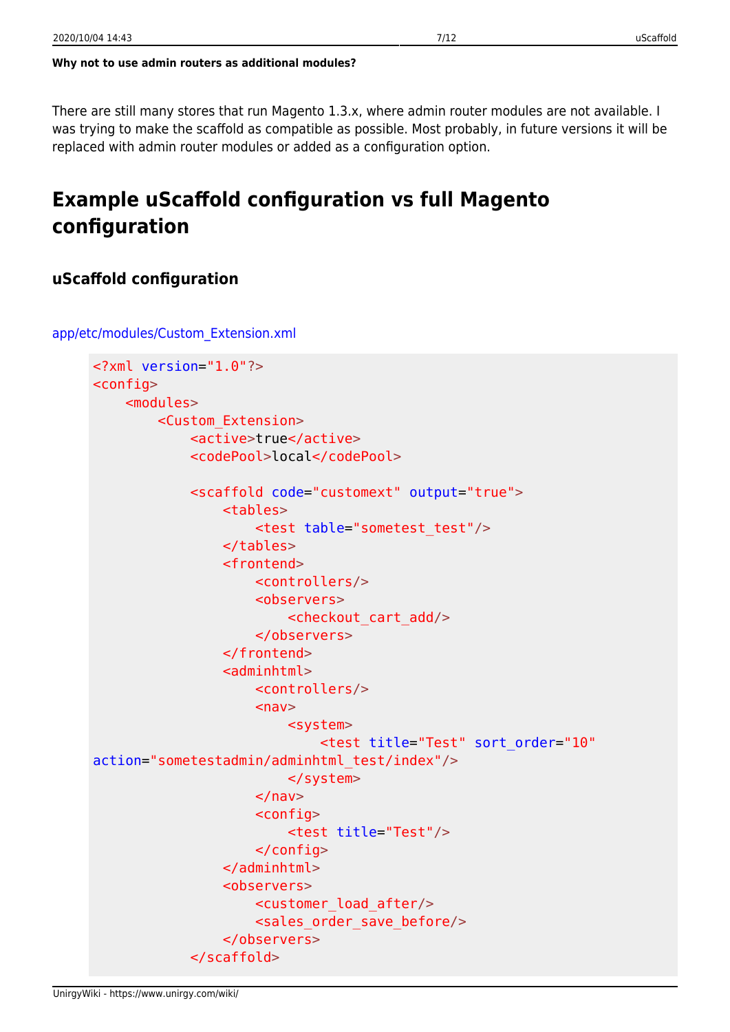**Why not to use admin routers as additional modules?**

There are still many stores that run Magento 1.3.x, where admin router modules are not available. I was trying to make the scaffold as compatible as possible. Most probably, in future versions it will be replaced with admin router modules or added as a configuration option.

# Example uScaffold configuration vs full Magento configuration

## uScaffold configuration

app/etc/modules/Custom_Extension.xml

```xml
<?xml version="1.0"?>
<config>
    <modules>
        <Custom_Extension>
            <active>true</active>
            <codePool>local</codePool>

            <scaffold code="customext" output="true">
                <tables>
                    <test table="sometest_test"/>
                </tables>
                <frontend>
                    <controllers/>
                    <observers>
                        <checkout_cart_add/>
                    </observers>
                </frontend>
                <adminhtml>
                    <controllers/>
                    <nav>
                        <system>
                            <test title="Test" sort_order="10"
action="sometestadmin/adminhtml_test/index"/>
                        </system>
                    </nav>
                    <config>
                        <test title="Test"/>
                    </config>
                </adminhtml>
                <observers>
                    <customer_load_after/>
                    <sales_order_save_before/>
                </observers>
            </scaffold>
```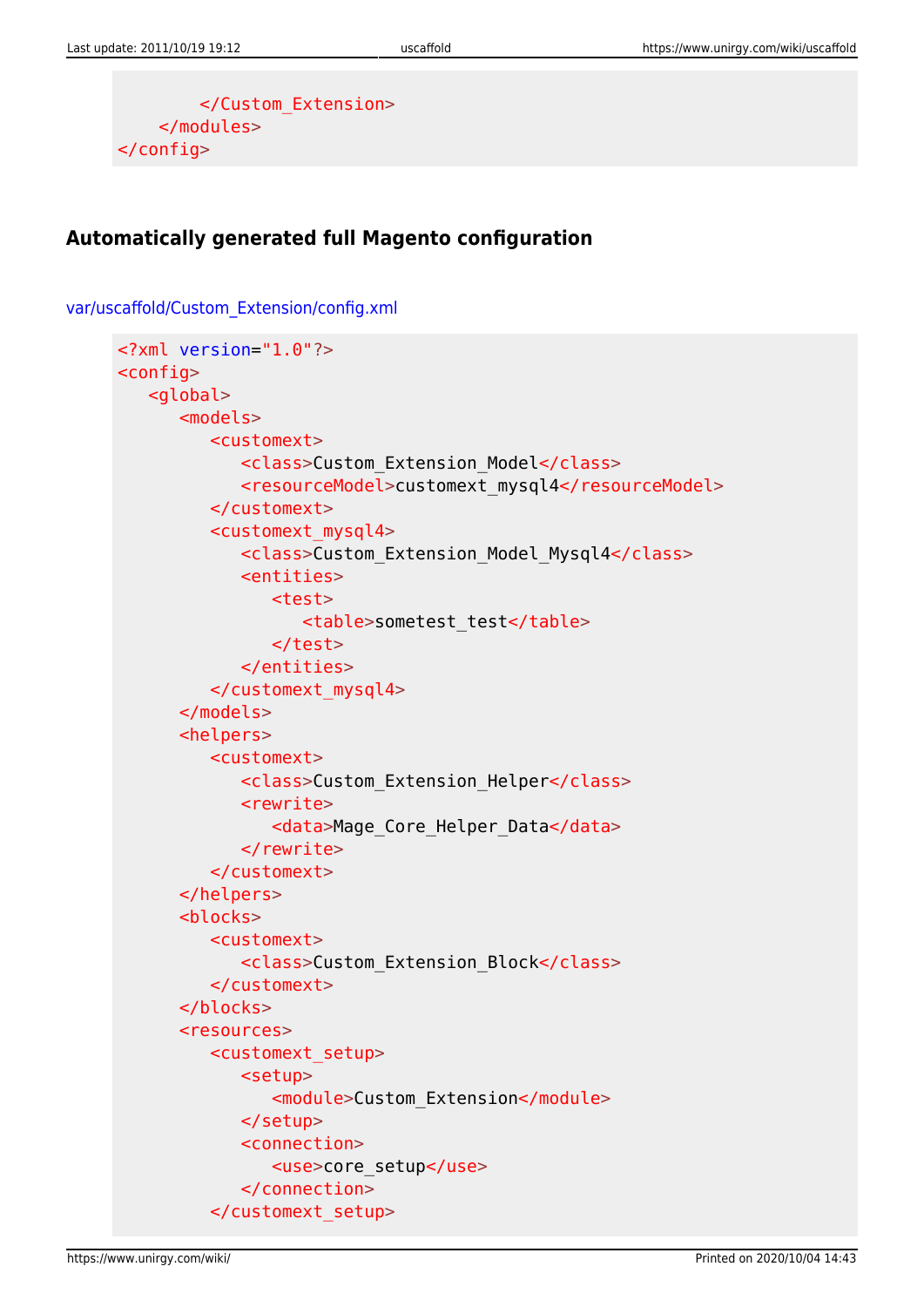```xml
        </Custom_Extension>
    </modules>
</config>
```

### Automatically generated full Magento configuration

var/uscaffold/Custom_Extension/config.xml

```xml
<?xml version="1.0"?>
<config>
   <global>
      <models>
         <customext>
            <class>Custom_Extension_Model</class>
            <resourceModel>customext_mysql4</resourceModel>
         </customext>
         <customext_mysql4>
            <class>Custom_Extension_Model_Mysql4</class>
            <entities>
               <test>
                  <table>sometest_test</table>
               </test>
            </entities>
         </customext_mysql4>
      </models>
      <helpers>
         <customext>
            <class>Custom_Extension_Helper</class>
            <rewrite>
               <data>Mage_Core_Helper_Data</data>
            </rewrite>
         </customext>
      </helpers>
      <blocks>
         <customext>
            <class>Custom_Extension_Block</class>
         </customext>
      </blocks>
      <resources>
         <customext_setup>
            <setup>
               <module>Custom_Extension</module>
            </setup>
            <connection>
               <use>core_setup</use>
            </connection>
         </customext_setup>
```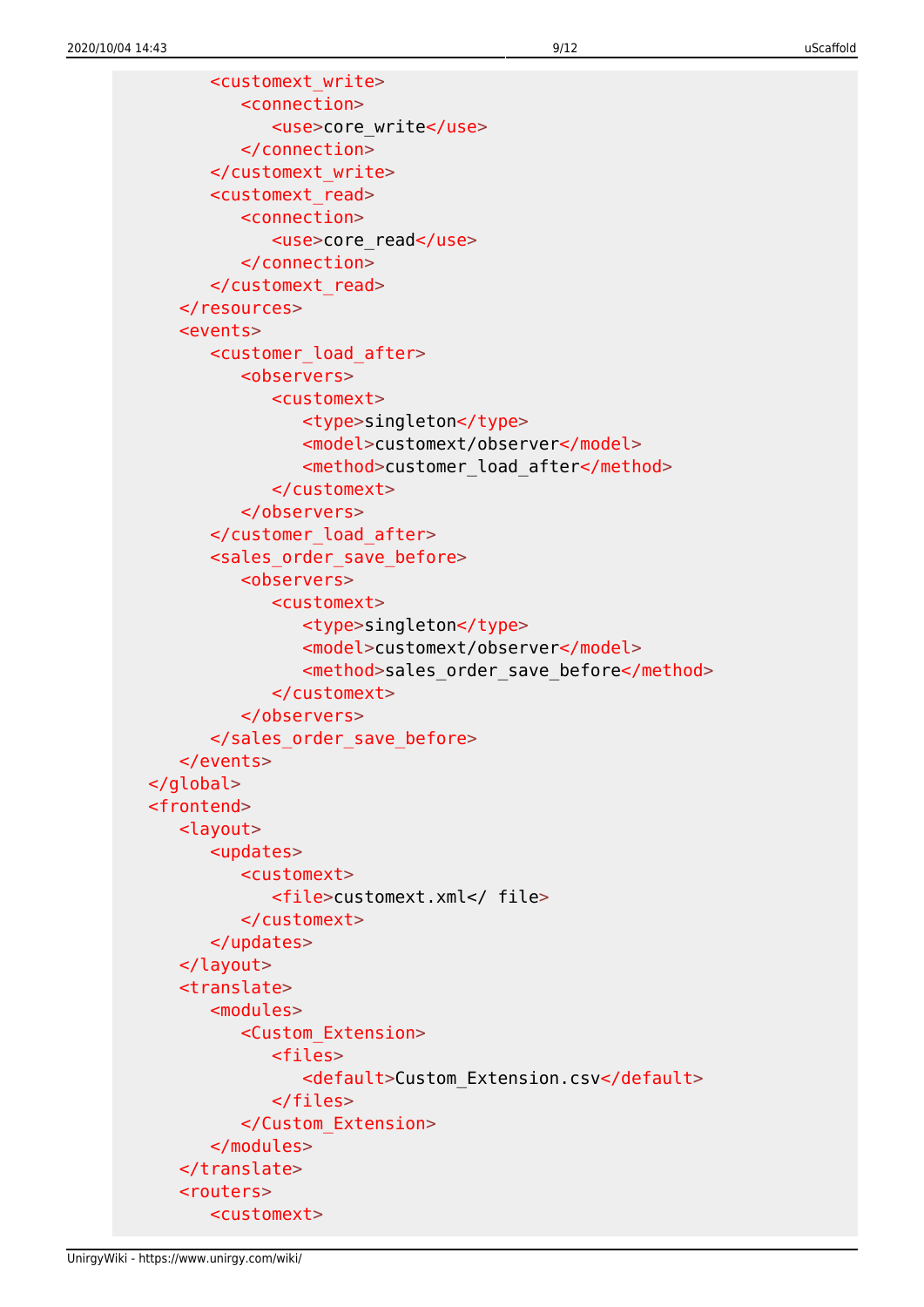```
        <customext_write>
          <connection>
            <use>core_write</use>
          </connection>
        </customext_write>
        <customext_read>
          <connection>
            <use>core_read</use>
          </connection>
        </customext_read>
      </resources>
      <events>
        <customer_load_after>
          <observers>
            <customext>
              <type>singleton</type>
              <model>customext/observer</model>
              <method>customer_load_after</method>
            </customext>
          </observers>
        </customer_load_after>
        <sales_order_save_before>
          <observers>
            <customext>
              <type>singleton</type>
              <model>customext/observer</model>
              <method>sales_order_save_before</method>
            </customext>
          </observers>
        </sales_order_save_before>
      </events>
    </global>
    <frontend>
      <layout>
        <updates>
          <customext>
            <file>customext.xml</ file>
          </customext>
        </updates>
      </layout>
      <translate>
        <modules>
          <Custom_Extension>
            <files>
              <default>Custom_Extension.csv</default>
            </files>
          </Custom_Extension>
        </modules>
      </translate>
      <routers>
        <customext>
```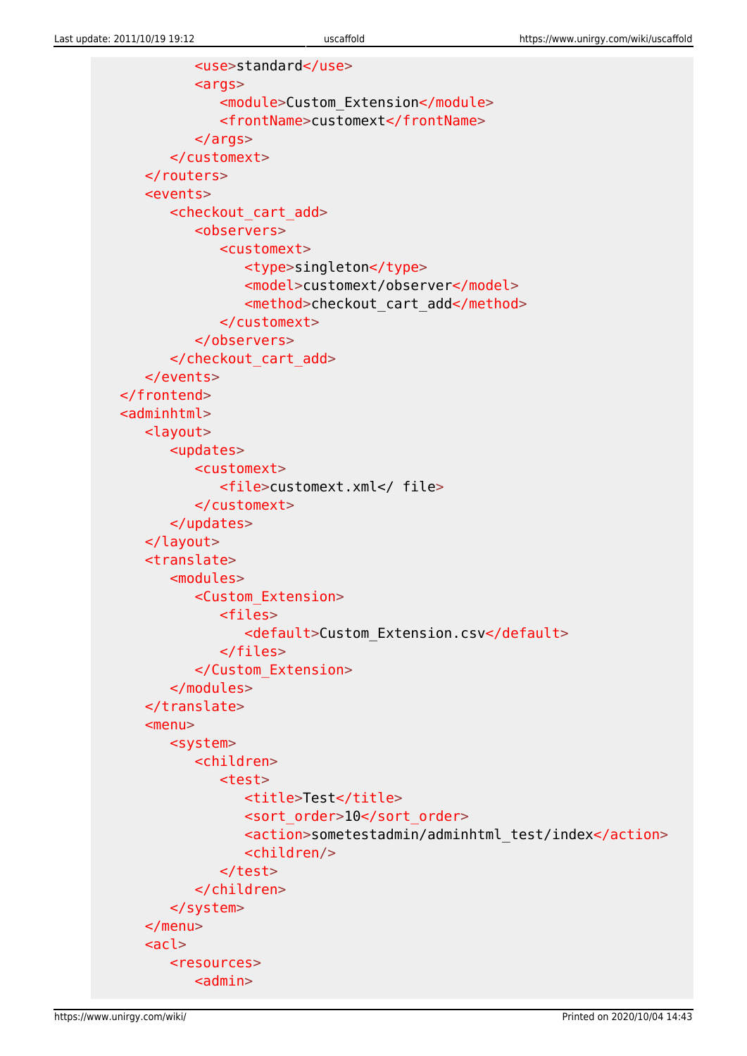```
            <use>standard</use>
            <args>
               <module>Custom_Extension</module>
               <frontName>customext</frontName>
            </args>
         </customext>
      </routers>
      <events>
         <checkout_cart_add>
            <observers>
               <customext>
                  <type>singleton</type>
                  <model>customext/observer</model>
                  <method>checkout_cart_add</method>
               </customext>
            </observers>
         </checkout_cart_add>
      </events>
   </frontend>
   <adminhtml>
      <layout>
         <updates>
            <customext>
               <file>customext.xml</ file>
            </customext>
         </updates>
      </layout>
      <translate>
         <modules>
            <Custom_Extension>
               <files>
                  <default>Custom_Extension.csv</default>
               </files>
            </Custom_Extension>
         </modules>
      </translate>
      <menu>
         <system>
            <children>
               <test>
                  <title>Test</title>
                  <sort_order>10</sort_order>
                  <action>sometestadmin/adminhtml_test/index</action>
                  <children/>
               </test>
            </children>
         </system>
      </menu>
      <acl>
         <resources>
            <admin>
```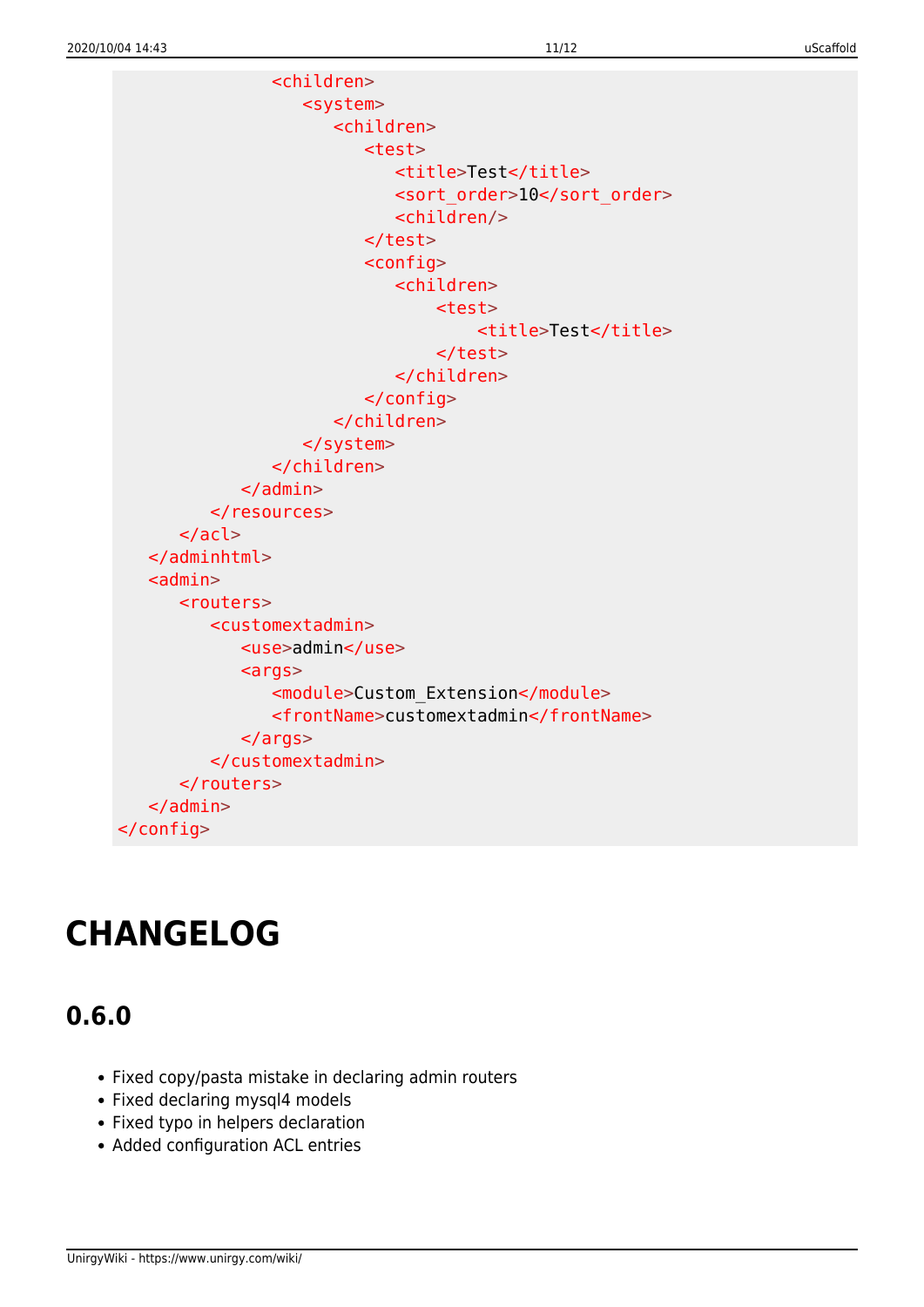```
                <children>
                    <system>
                        <children>
                            <test>
                                <title>Test</title>
                                <sort_order>10</sort_order>
                                <children/>
                            </test>
                            <config>
                                <children>
                                    <test>
                                        <title>Test</title>
                                    </test>
                                </children>
                            </config>
                        </children>
                    </system>
                </children>
            </admin>
        </resources>
    </acl>
  </adminhtml>
  <admin>
    <routers>
        <customextadmin>
            <use>admin</use>
            <args>
                <module>Custom_Extension</module>
                <frontName>customextadmin</frontName>
            </args>
        </customextadmin>
    </routers>
  </admin>
</config>
```

# CHANGELOG

## 0.6.0

- Fixed copy/pasta mistake in declaring admin routers
- Fixed declaring mysql4 models
- Fixed typo in helpers declaration
- Added configuration ACL entries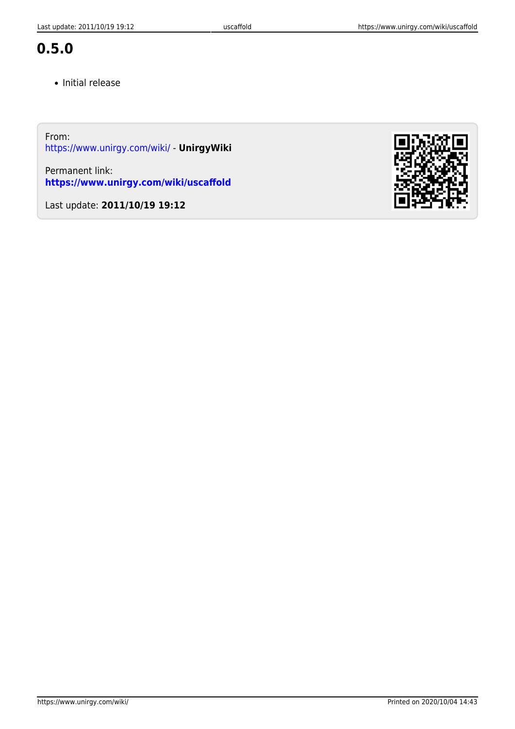## 0.5.0

- Initial release

From:
https://www.unirgy.com/wiki/ - **UnirgyWiki**

Permanent link:
**https://www.unirgy.com/wiki/uscaffold**

Last update: **2011/10/19 19:12**